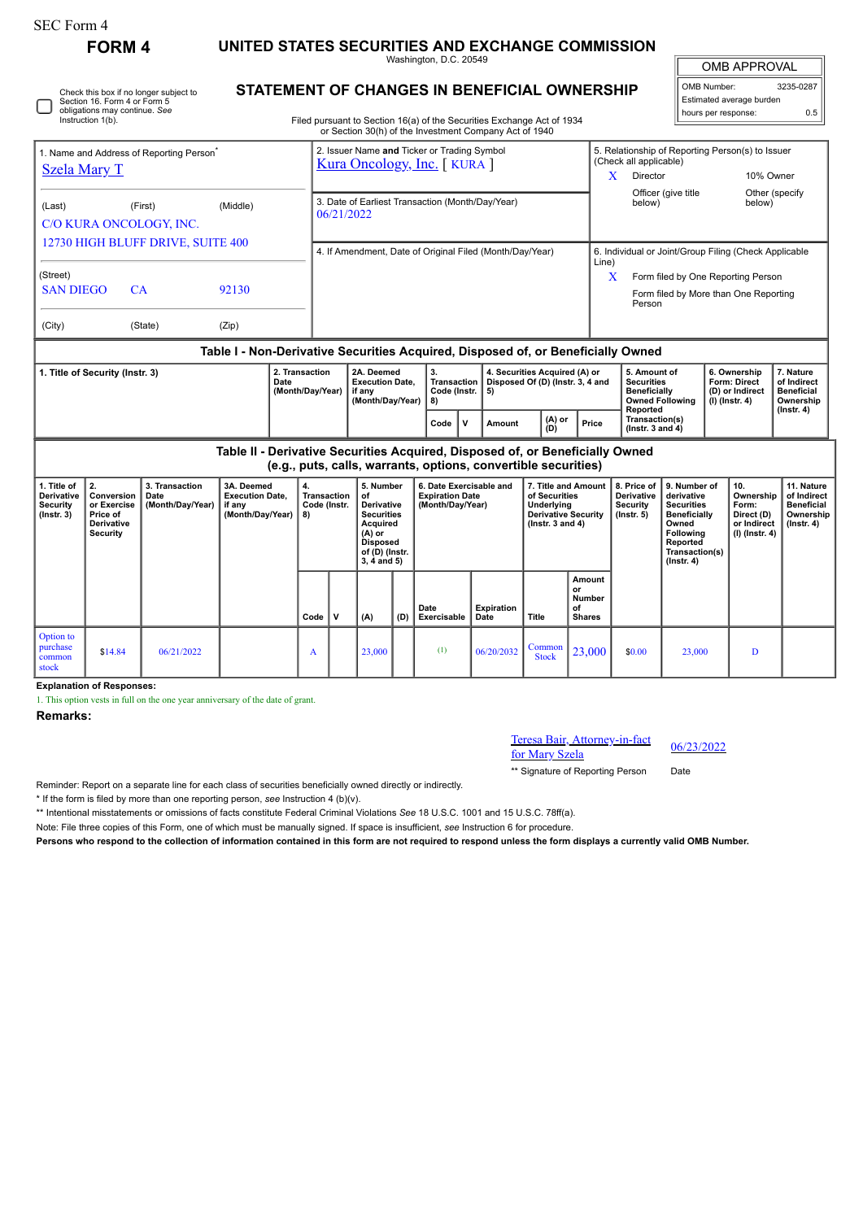SEC Form 4

# FORM 4

## UNITED STATES SECURITIES AND EXCHANGE COMMISSION

Washington, D.C. 20549

## STATEMENT OF CHANGES IN BENEFICIAL OWNERSHIP

Filed pursuant to Section 16(a) of the Securities Exchange Act of 1934 or Section 30(h) of the Investment Company Act of 1940

| OMB APPROVAL | |
|---|---|
| OMB Number: | 3235-0287 |
| Estimated average burden | |
| hours per response: | 0.5 |

☐ Check this box if no longer subject to Section 16. Form 4 or Form 5 obligations may continue. *See* Instruction 1(b).

1. Name and Address of Reporting Person*
Szela Mary T

(Last) (First) (Middle)
C/O KURA ONCOLOGY, INC.
12730 HIGH BLUFF DRIVE, SUITE 400

(Street)
SAN DIEGO CA 92130

(City) (State) (Zip)

2. Issuer Name **and** Ticker or Trading Symbol
Kura Oncology, Inc. [ KURA ]

3. Date of Earliest Transaction (Month/Day/Year)
06/21/2022

4. If Amendment, Date of Original Filed (Month/Day/Year)

5. Relationship of Reporting Person(s) to Issuer (Check all applicable)
X Director
10% Owner
Officer (give title below)
Other (specify below)

6. Individual or Joint/Group Filing (Check Applicable Line)
X Form filed by One Reporting Person
Form filed by More than One Reporting Person

### Table I - Non-Derivative Securities Acquired, Disposed of, or Beneficially Owned

| 1. Title of Security (Instr. 3) | 2. Transaction Date (Month/Day/Year) | 2A. Deemed Execution Date, if any (Month/Day/Year) | 3. Transaction Code (Instr. 8) | | 4. Securities Acquired (A) or Disposed Of (D) (Instr. 3, 4 and 5) | | | 5. Amount of Securities Beneficially Owned Following Reported Transaction(s) (Instr. 3 and 4) | 6. Ownership Form: Direct (D) or Indirect (I) (Instr. 4) | 7. Nature of Indirect Beneficial Ownership (Instr. 4) |
|---|---|---|---|---|---|---|---|---|---|---|
| | | | Code | V | Amount | (A) or (D) | Price | | | |

### Table II - Derivative Securities Acquired, Disposed of, or Beneficially Owned (e.g., puts, calls, warrants, options, convertible securities)

| 1. Title of Derivative Security (Instr. 3) | 2. Conversion or Exercise Price of Derivative Security | 3. Transaction Date (Month/Day/Year) | 3A. Deemed Execution Date, if any (Month/Day/Year) | 4. Transaction Code (Instr. 8) | | 5. Number of Derivative Securities Acquired (A) or Disposed of (D) (Instr. 3, 4 and 5) | | 6. Date Exercisable and Expiration Date (Month/Day/Year) | | 7. Title and Amount of Securities Underlying Derivative Security (Instr. 3 and 4) | | 8. Price of Derivative Security (Instr. 5) | 9. Number of derivative Securities Beneficially Owned Following Reported Transaction(s) (Instr. 4) | 10. Ownership Form: Direct (D) or Indirect (I) (Instr. 4) | 11. Nature of Indirect Beneficial Ownership (Instr. 4) |
|---|---|---|---|---|---|---|---|---|---|---|---|---|---|---|---|
| | | | | Code | V | (A) | (D) | Date Exercisable | Expiration Date | Title | Amount or Number of Shares | | | | |
| Option to purchase common stock | $14.84 | 06/21/2022 | | A | | 23,000 | | (1) | 06/20/2032 | Common Stock | 23,000 | $0.00 | 23,000 | D | |

**Explanation of Responses:**

1. This option vests in full on the one year anniversary of the date of grant.

**Remarks:**

Teresa Bair, Attorney-in-fact for Mary Szela 06/23/2022

** Signature of Reporting Person Date

Reminder: Report on a separate line for each class of securities beneficially owned directly or indirectly.

* If the form is filed by more than one reporting person, *see* Instruction 4 (b)(v).

** Intentional misstatements or omissions of facts constitute Federal Criminal Violations *See* 18 U.S.C. 1001 and 15 U.S.C. 78ff(a).

Note: File three copies of this Form, one of which must be manually signed. If space is insufficient, *see* Instruction 6 for procedure.

**Persons who respond to the collection of information contained in this form are not required to respond unless the form displays a currently valid OMB Number.**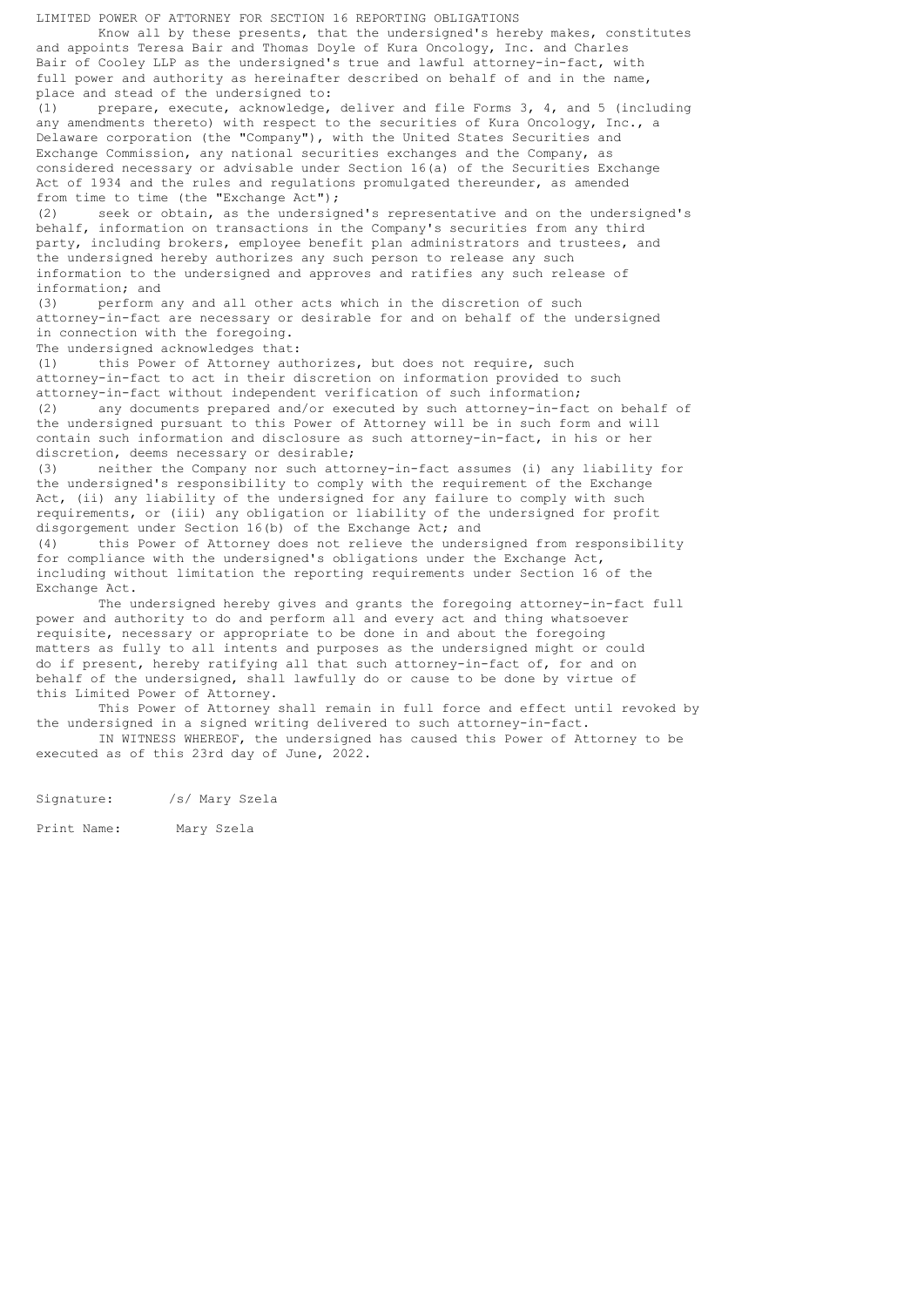# LIMITED POWER OF ATTORNEY FOR SECTION 16 REPORTING OBLIGATIONS

Know all by these presents, that the undersigned's hereby makes, constitutes and appoints Teresa Bair and Thomas Doyle of Kura Oncology, Inc. and Charles Bair of Cooley LLP as the undersigned's true and lawful attorney-in-fact, with full power and authority as hereinafter described on behalf of and in the name, place and stead of the undersigned to:

(1) prepare, execute, acknowledge, deliver and file Forms 3, 4, and 5 (including any amendments thereto) with respect to the securities of Kura Oncology, Inc., a Delaware corporation (the "Company"), with the United States Securities and Exchange Commission, any national securities exchanges and the Company, as considered necessary or advisable under Section 16(a) of the Securities Exchange Act of 1934 and the rules and regulations promulgated thereunder, as amended from time to time (the "Exchange Act");

(2) seek or obtain, as the undersigned's representative and on the undersigned's behalf, information on transactions in the Company's securities from any third party, including brokers, employee benefit plan administrators and trustees, and the undersigned hereby authorizes any such person to release any such information to the undersigned and approves and ratifies any such release of information; and

(3) perform any and all other acts which in the discretion of such attorney-in-fact are necessary or desirable for and on behalf of the undersigned in connection with the foregoing.

The undersigned acknowledges that:

(1) this Power of Attorney authorizes, but does not require, such attorney-in-fact to act in their discretion on information provided to such attorney-in-fact without independent verification of such information;

(2) any documents prepared and/or executed by such attorney-in-fact on behalf of the undersigned pursuant to this Power of Attorney will be in such form and will contain such information and disclosure as such attorney-in-fact, in his or her discretion, deems necessary or desirable;

(3) neither the Company nor such attorney-in-fact assumes (i) any liability for the undersigned's responsibility to comply with the requirement of the Exchange Act, (ii) any liability of the undersigned for any failure to comply with such requirements, or (iii) any obligation or liability of the undersigned for profit disgorgement under Section 16(b) of the Exchange Act; and

(4) this Power of Attorney does not relieve the undersigned from responsibility for compliance with the undersigned's obligations under the Exchange Act, including without limitation the reporting requirements under Section 16 of the Exchange Act.

The undersigned hereby gives and grants the foregoing attorney-in-fact full power and authority to do and perform all and every act and thing whatsoever requisite, necessary or appropriate to be done in and about the foregoing matters as fully to all intents and purposes as the undersigned might or could do if present, hereby ratifying all that such attorney-in-fact of, for and on behalf of the undersigned, shall lawfully do or cause to be done by virtue of this Limited Power of Attorney.

This Power of Attorney shall remain in full force and effect until revoked by the undersigned in a signed writing delivered to such attorney-in-fact.

IN WITNESS WHEREOF, the undersigned has caused this Power of Attorney to be executed as of this 23rd day of June, 2022.

Signature: /s/ Mary Szela

Print Name: Mary Szela